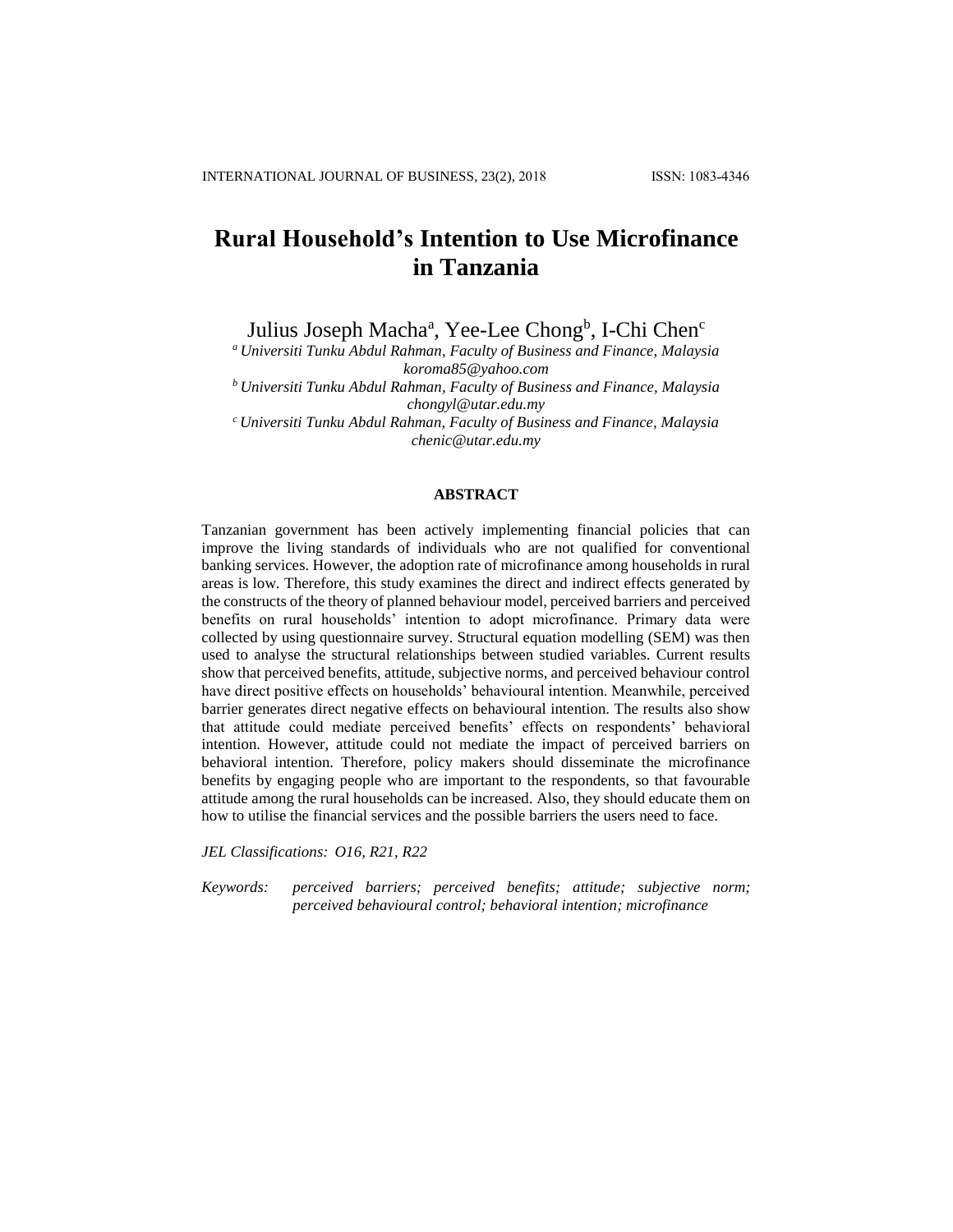# Rural Household's Intention to Use Microfinance in Tanzania

Julius Joseph Macha[a], Yee-Lee Chong[b], I-Chi Chen[c]

[a] *Universiti Tunku Abdul Rahman, Faculty of Business and Finance, Malaysia*
*koroma85@yahoo.com*

[b] *Universiti Tunku Abdul Rahman, Faculty of Business and Finance, Malaysia*
*chongyl@utar.edu.my*

[c] *Universiti Tunku Abdul Rahman, Faculty of Business and Finance, Malaysia*
*chenic@utar.edu.my*

## ABSTRACT

Tanzanian government has been actively implementing financial policies that can improve the living standards of individuals who are not qualified for conventional banking services. However, the adoption rate of microfinance among households in rural areas is low. Therefore, this study examines the direct and indirect effects generated by the constructs of the theory of planned behaviour model, perceived barriers and perceived benefits on rural households' intention to adopt microfinance. Primary data were collected by using questionnaire survey. Structural equation modelling (SEM) was then used to analyse the structural relationships between studied variables. Current results show that perceived benefits, attitude, subjective norms, and perceived behaviour control have direct positive effects on households' behavioural intention. Meanwhile, perceived barrier generates direct negative effects on behavioural intention. The results also show that attitude could mediate perceived benefits' effects on respondents' behavioral intention. However, attitude could not mediate the impact of perceived barriers on behavioral intention. Therefore, policy makers should disseminate the microfinance benefits by engaging people who are important to the respondents, so that favourable attitude among the rural households can be increased. Also, they should educate them on how to utilise the financial services and the possible barriers the users need to face.

*JEL Classifications: O16, R21, R22*

*Keywords: perceived barriers; perceived benefits; attitude; subjective norm; perceived behavioural control; behavioral intention; microfinance*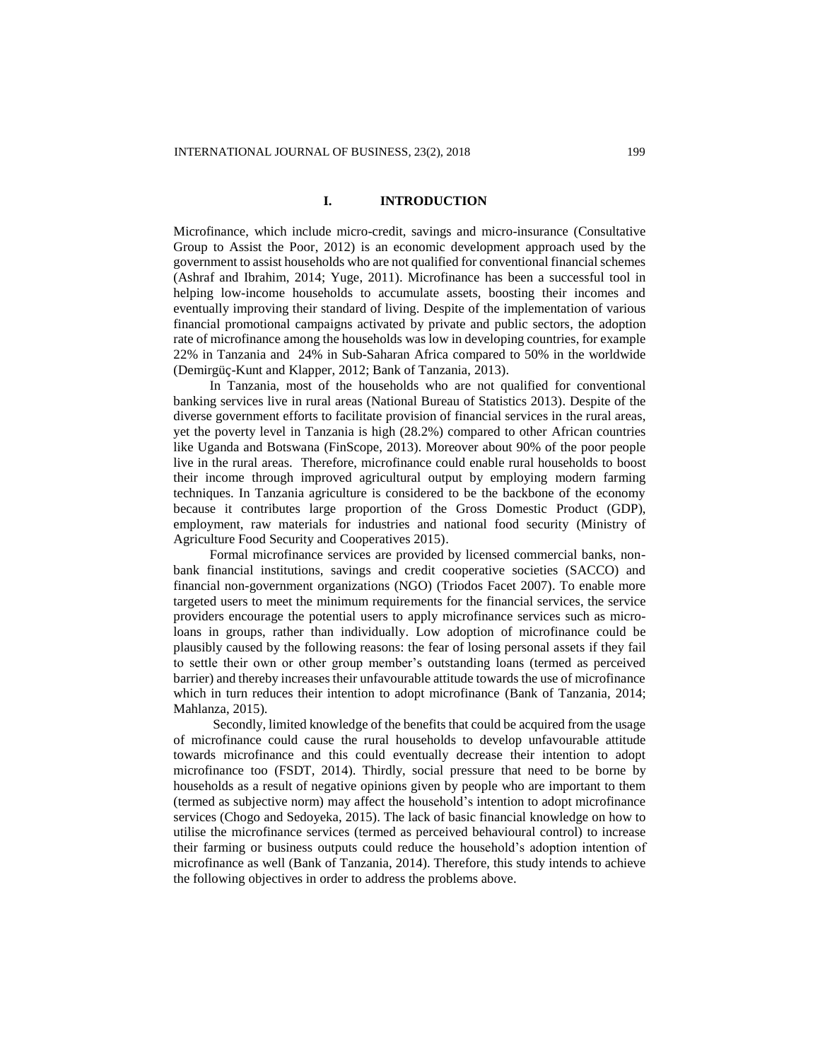## I. INTRODUCTION

Microfinance, which include micro-credit, savings and micro-insurance (Consultative Group to Assist the Poor, 2012) is an economic development approach used by the government to assist households who are not qualified for conventional financial schemes (Ashraf and Ibrahim, 2014; Yuge, 2011). Microfinance has been a successful tool in helping low-income households to accumulate assets, boosting their incomes and eventually improving their standard of living. Despite of the implementation of various financial promotional campaigns activated by private and public sectors, the adoption rate of microfinance among the households was low in developing countries, for example 22% in Tanzania and 24% in Sub-Saharan Africa compared to 50% in the worldwide (Demirgüç-Kunt and Klapper, 2012; Bank of Tanzania, 2013).

In Tanzania, most of the households who are not qualified for conventional banking services live in rural areas (National Bureau of Statistics 2013). Despite of the diverse government efforts to facilitate provision of financial services in the rural areas, yet the poverty level in Tanzania is high (28.2%) compared to other African countries like Uganda and Botswana (FinScope, 2013). Moreover about 90% of the poor people live in the rural areas. Therefore, microfinance could enable rural households to boost their income through improved agricultural output by employing modern farming techniques. In Tanzania agriculture is considered to be the backbone of the economy because it contributes large proportion of the Gross Domestic Product (GDP), employment, raw materials for industries and national food security (Ministry of Agriculture Food Security and Cooperatives 2015).

Formal microfinance services are provided by licensed commercial banks, non-bank financial institutions, savings and credit cooperative societies (SACCO) and financial non-government organizations (NGO) (Triodos Facet 2007). To enable more targeted users to meet the minimum requirements for the financial services, the service providers encourage the potential users to apply microfinance services such as micro-loans in groups, rather than individually. Low adoption of microfinance could be plausibly caused by the following reasons: the fear of losing personal assets if they fail to settle their own or other group member's outstanding loans (termed as perceived barrier) and thereby increases their unfavourable attitude towards the use of microfinance which in turn reduces their intention to adopt microfinance (Bank of Tanzania, 2014; Mahlanza, 2015).

Secondly, limited knowledge of the benefits that could be acquired from the usage of microfinance could cause the rural households to develop unfavourable attitude towards microfinance and this could eventually decrease their intention to adopt microfinance too (FSDT, 2014). Thirdly, social pressure that need to be borne by households as a result of negative opinions given by people who are important to them (termed as subjective norm) may affect the household's intention to adopt microfinance services (Chogo and Sedoyeka, 2015). The lack of basic financial knowledge on how to utilise the microfinance services (termed as perceived behavioural control) to increase their farming or business outputs could reduce the household's adoption intention of microfinance as well (Bank of Tanzania, 2014). Therefore, this study intends to achieve the following objectives in order to address the problems above.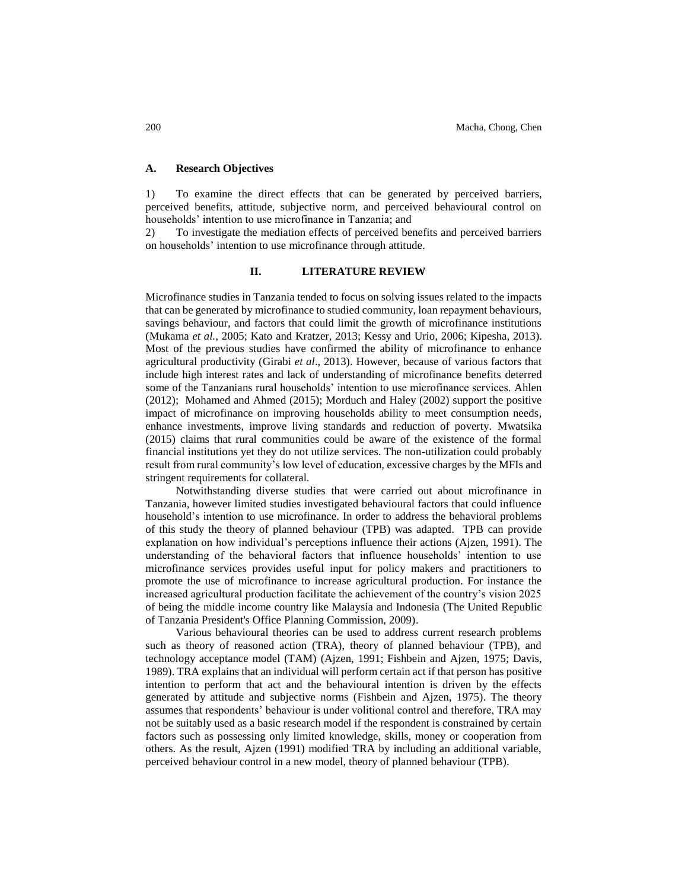### A. Research Objectives

1) To examine the direct effects that can be generated by perceived barriers, perceived benefits, attitude, subjective norm, and perceived behavioural control on households' intention to use microfinance in Tanzania; and

2) To investigate the mediation effects of perceived benefits and perceived barriers on households' intention to use microfinance through attitude.

## II. LITERATURE REVIEW

Microfinance studies in Tanzania tended to focus on solving issues related to the impacts that can be generated by microfinance to studied community, loan repayment behaviours, savings behaviour, and factors that could limit the growth of microfinance institutions (Mukama *et al.*, 2005; Kato and Kratzer, 2013; Kessy and Urio, 2006; Kipesha, 2013). Most of the previous studies have confirmed the ability of microfinance to enhance agricultural productivity (Girabi *et al*., 2013). However, because of various factors that include high interest rates and lack of understanding of microfinance benefits deterred some of the Tanzanians rural households' intention to use microfinance services. Ahlen (2012); Mohamed and Ahmed (2015); Morduch and Haley (2002) support the positive impact of microfinance on improving households ability to meet consumption needs, enhance investments, improve living standards and reduction of poverty. Mwatsika (2015) claims that rural communities could be aware of the existence of the formal financial institutions yet they do not utilize services. The non-utilization could probably result from rural community's low level of education, excessive charges by the MFIs and stringent requirements for collateral.

Notwithstanding diverse studies that were carried out about microfinance in Tanzania, however limited studies investigated behavioural factors that could influence household's intention to use microfinance. In order to address the behavioral problems of this study the theory of planned behaviour (TPB) was adapted. TPB can provide explanation on how individual's perceptions influence their actions (Ajzen, 1991). The understanding of the behavioral factors that influence households' intention to use microfinance services provides useful input for policy makers and practitioners to promote the use of microfinance to increase agricultural production. For instance the increased agricultural production facilitate the achievement of the country's vision 2025 of being the middle income country like Malaysia and Indonesia (The United Republic of Tanzania President's Office Planning Commission, 2009).

Various behavioural theories can be used to address current research problems such as theory of reasoned action (TRA), theory of planned behaviour (TPB), and technology acceptance model (TAM) (Ajzen, 1991; Fishbein and Ajzen, 1975; Davis, 1989). TRA explains that an individual will perform certain act if that person has positive intention to perform that act and the behavioural intention is driven by the effects generated by attitude and subjective norms (Fishbein and Ajzen, 1975). The theory assumes that respondents' behaviour is under volitional control and therefore, TRA may not be suitably used as a basic research model if the respondent is constrained by certain factors such as possessing only limited knowledge, skills, money or cooperation from others. As the result, Ajzen (1991) modified TRA by including an additional variable, perceived behaviour control in a new model, theory of planned behaviour (TPB).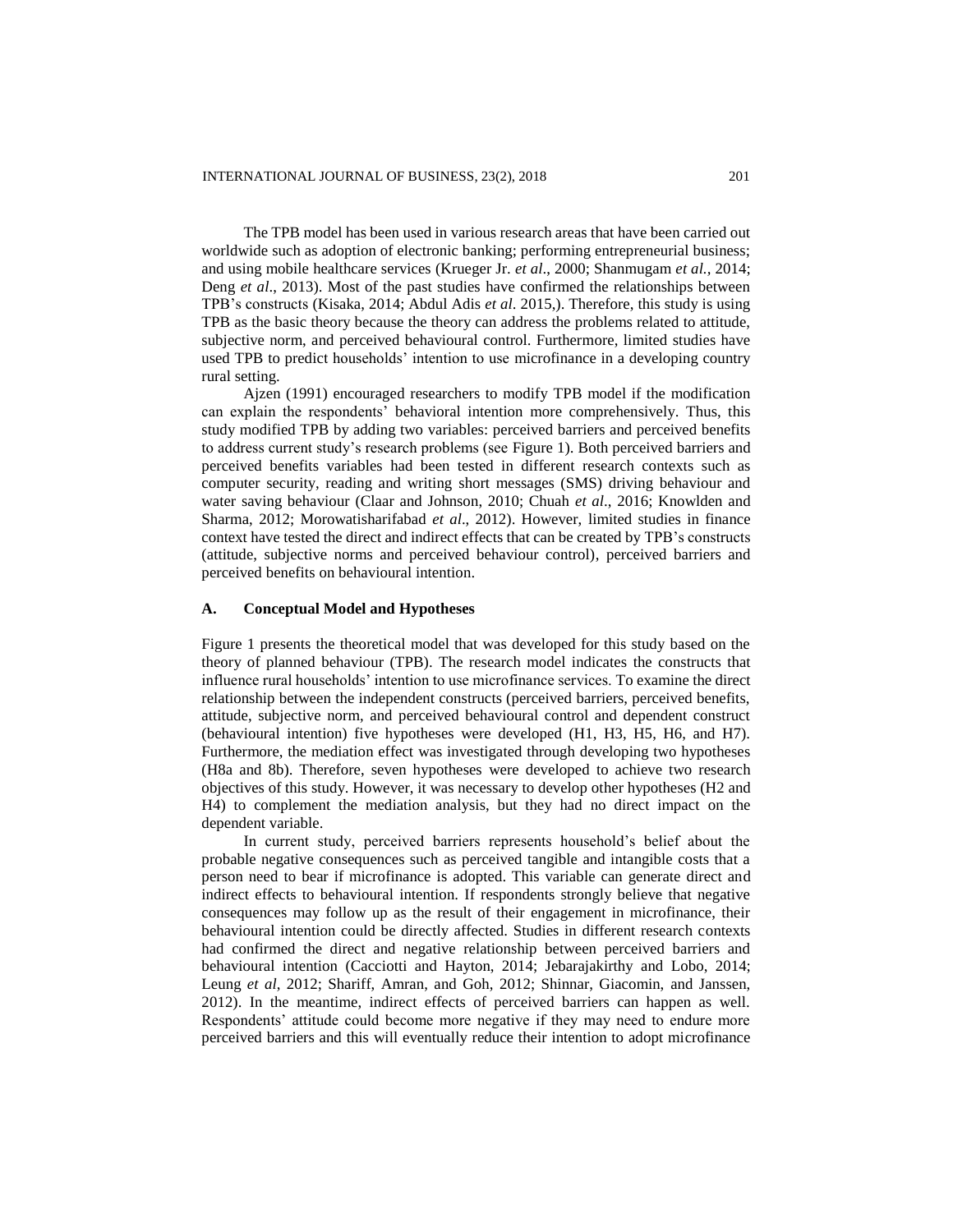The TPB model has been used in various research areas that have been carried out worldwide such as adoption of electronic banking; performing entrepreneurial business; and using mobile healthcare services (Krueger Jr. *et al*., 2000; Shanmugam *et al.*, 2014; Deng *et al*., 2013). Most of the past studies have confirmed the relationships between TPB's constructs (Kisaka, 2014; Abdul Adis *et al*. 2015,). Therefore, this study is using TPB as the basic theory because the theory can address the problems related to attitude, subjective norm, and perceived behavioural control. Furthermore, limited studies have used TPB to predict households' intention to use microfinance in a developing country rural setting.

Ajzen (1991) encouraged researchers to modify TPB model if the modification can explain the respondents' behavioral intention more comprehensively. Thus, this study modified TPB by adding two variables: perceived barriers and perceived benefits to address current study's research problems (see Figure 1). Both perceived barriers and perceived benefits variables had been tested in different research contexts such as computer security, reading and writing short messages (SMS) driving behaviour and water saving behaviour (Claar and Johnson, 2010; Chuah *et al*., 2016; Knowlden and Sharma, 2012; Morowatisharifabad *et al*., 2012). However, limited studies in finance context have tested the direct and indirect effects that can be created by TPB's constructs (attitude, subjective norms and perceived behaviour control), perceived barriers and perceived benefits on behavioural intention.

### A. Conceptual Model and Hypotheses

Figure 1 presents the theoretical model that was developed for this study based on the theory of planned behaviour (TPB). The research model indicates the constructs that influence rural households' intention to use microfinance services. To examine the direct relationship between the independent constructs (perceived barriers, perceived benefits, attitude, subjective norm, and perceived behavioural control and dependent construct (behavioural intention) five hypotheses were developed (H1, H3, H5, H6, and H7). Furthermore, the mediation effect was investigated through developing two hypotheses (H8a and 8b). Therefore, seven hypotheses were developed to achieve two research objectives of this study. However, it was necessary to develop other hypotheses (H2 and H4) to complement the mediation analysis, but they had no direct impact on the dependent variable.

In current study, perceived barriers represents household's belief about the probable negative consequences such as perceived tangible and intangible costs that a person need to bear if microfinance is adopted. This variable can generate direct and indirect effects to behavioural intention. If respondents strongly believe that negative consequences may follow up as the result of their engagement in microfinance, their behavioural intention could be directly affected. Studies in different research contexts had confirmed the direct and negative relationship between perceived barriers and behavioural intention (Cacciotti and Hayton, 2014; Jebarajakirthy and Lobo, 2014; Leung *et al*, 2012; Shariff, Amran, and Goh, 2012; Shinnar, Giacomin, and Janssen, 2012). In the meantime, indirect effects of perceived barriers can happen as well. Respondents' attitude could become more negative if they may need to endure more perceived barriers and this will eventually reduce their intention to adopt microfinance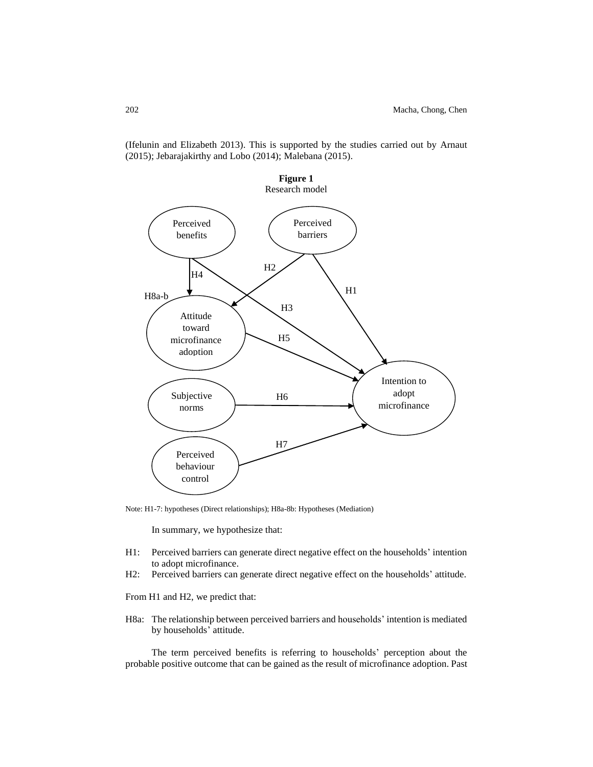(Ifelunin and Elizabeth 2013). This is supported by the studies carried out by Arnaut (2015); Jebarajakirthy and Lobo (2014); Malebana (2015).

**Figure 1**
Research model

Note: H1-7: hypotheses (Direct relationships); H8a-8b: Hypotheses (Mediation)

In summary, we hypothesize that:

H1: Perceived barriers can generate direct negative effect on the households' intention to adopt microfinance.
H2: Perceived barriers can generate direct negative effect on the households' attitude.

From H1 and H2, we predict that:

H8a: The relationship between perceived barriers and households' intention is mediated by households' attitude.

The term perceived benefits is referring to households' perception about the probable positive outcome that can be gained as the result of microfinance adoption. Past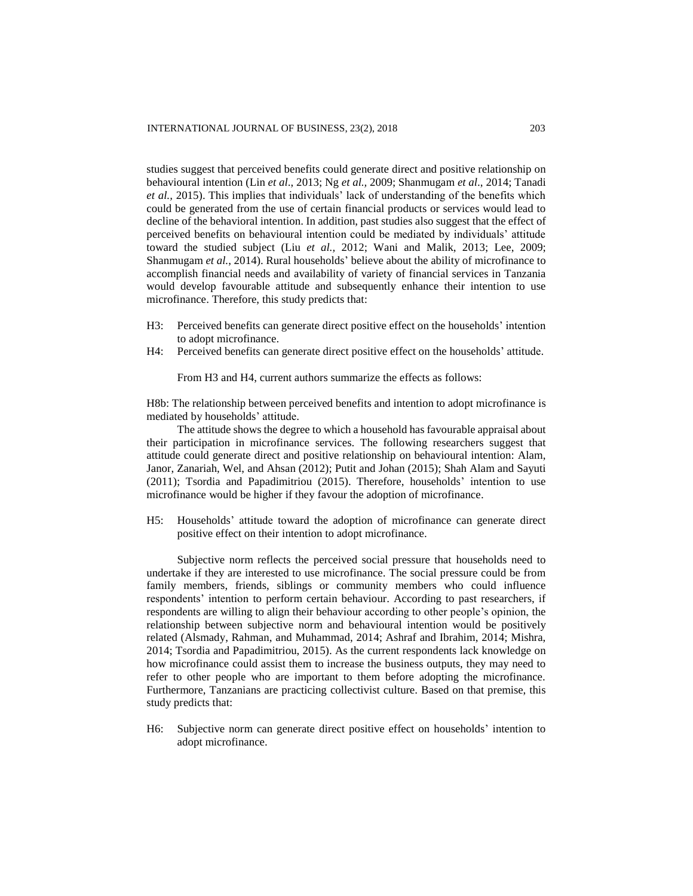studies suggest that perceived benefits could generate direct and positive relationship on behavioural intention (Lin *et al*., 2013; Ng *et al.,* 2009; Shanmugam *et al*., 2014; Tanadi *et al.,* 2015). This implies that individuals' lack of understanding of the benefits which could be generated from the use of certain financial products or services would lead to decline of the behavioral intention. In addition, past studies also suggest that the effect of perceived benefits on behavioural intention could be mediated by individuals' attitude toward the studied subject (Liu *et al.*, 2012; Wani and Malik, 2013; Lee, 2009; Shanmugam *et al.*, 2014). Rural households' believe about the ability of microfinance to accomplish financial needs and availability of variety of financial services in Tanzania would develop favourable attitude and subsequently enhance their intention to use microfinance. Therefore, this study predicts that:

H3: Perceived benefits can generate direct positive effect on the households' intention to adopt microfinance.

H4: Perceived benefits can generate direct positive effect on the households' attitude.

From H3 and H4, current authors summarize the effects as follows:

H8b: The relationship between perceived benefits and intention to adopt microfinance is mediated by households' attitude.

The attitude shows the degree to which a household has favourable appraisal about their participation in microfinance services. The following researchers suggest that attitude could generate direct and positive relationship on behavioural intention: Alam, Janor, Zanariah, Wel, and Ahsan (2012); Putit and Johan (2015); Shah Alam and Sayuti (2011); Tsordia and Papadimitriou (2015). Therefore, households' intention to use microfinance would be higher if they favour the adoption of microfinance.

H5: Households' attitude toward the adoption of microfinance can generate direct positive effect on their intention to adopt microfinance.

Subjective norm reflects the perceived social pressure that households need to undertake if they are interested to use microfinance. The social pressure could be from family members, friends, siblings or community members who could influence respondents' intention to perform certain behaviour. According to past researchers, if respondents are willing to align their behaviour according to other people's opinion, the relationship between subjective norm and behavioural intention would be positively related (Alsmady, Rahman, and Muhammad, 2014; Ashraf and Ibrahim, 2014; Mishra, 2014; Tsordia and Papadimitriou, 2015). As the current respondents lack knowledge on how microfinance could assist them to increase the business outputs, they may need to refer to other people who are important to them before adopting the microfinance. Furthermore, Tanzanians are practicing collectivist culture. Based on that premise, this study predicts that:

H6: Subjective norm can generate direct positive effect on households' intention to adopt microfinance.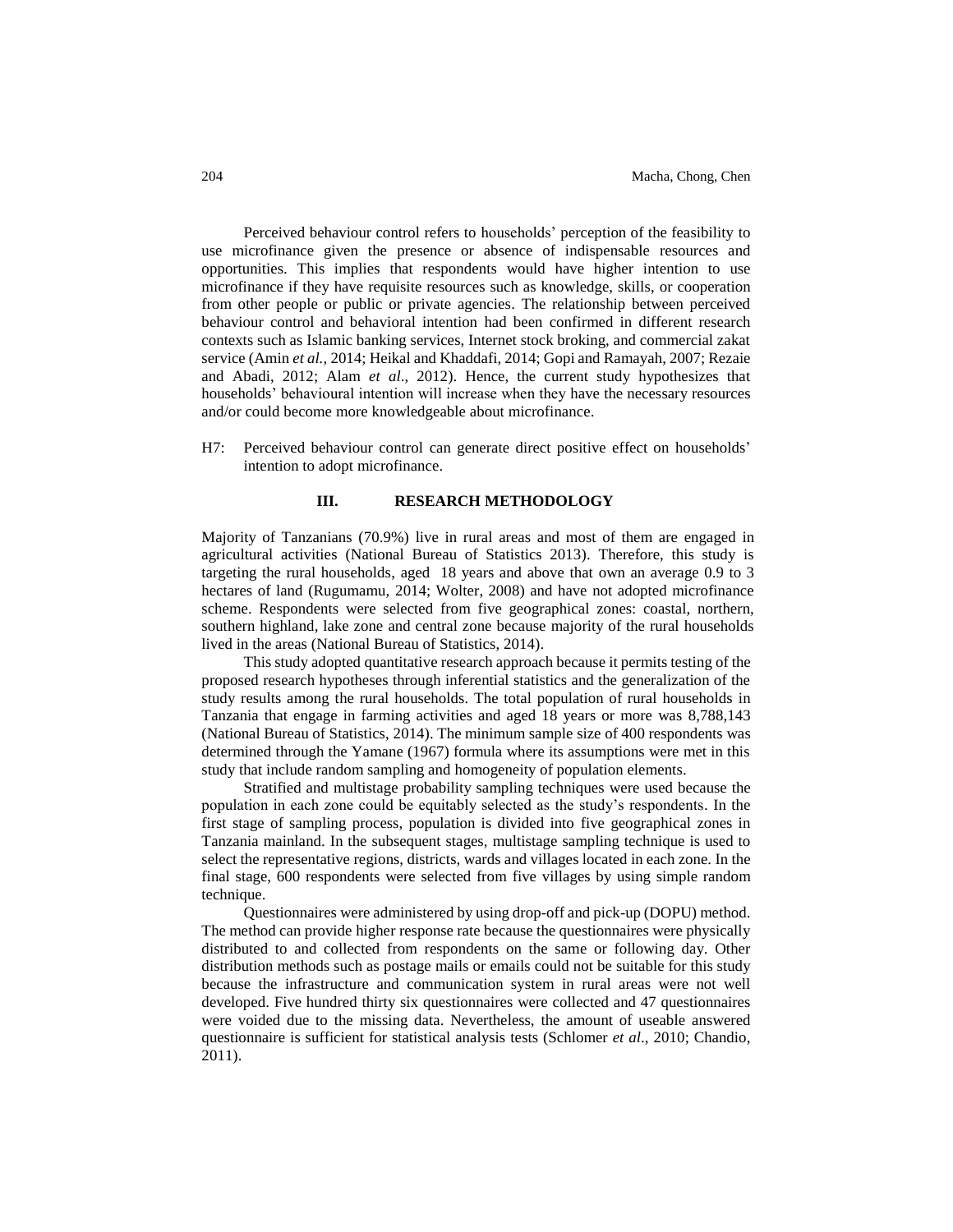Perceived behaviour control refers to households' perception of the feasibility to use microfinance given the presence or absence of indispensable resources and opportunities. This implies that respondents would have higher intention to use microfinance if they have requisite resources such as knowledge, skills, or cooperation from other people or public or private agencies. The relationship between perceived behaviour control and behavioral intention had been confirmed in different research contexts such as Islamic banking services, Internet stock broking, and commercial zakat service (Amin *et al.*, 2014; Heikal and Khaddafi, 2014; Gopi and Ramayah, 2007; Rezaie and Abadi, 2012; Alam *et al*., 2012). Hence, the current study hypothesizes that households' behavioural intention will increase when they have the necessary resources and/or could become more knowledgeable about microfinance.

H7: Perceived behaviour control can generate direct positive effect on households' intention to adopt microfinance.

## III. RESEARCH METHODOLOGY

Majority of Tanzanians (70.9%) live in rural areas and most of them are engaged in agricultural activities (National Bureau of Statistics 2013). Therefore, this study is targeting the rural households, aged 18 years and above that own an average 0.9 to 3 hectares of land (Rugumamu, 2014; Wolter, 2008) and have not adopted microfinance scheme. Respondents were selected from five geographical zones: coastal, northern, southern highland, lake zone and central zone because majority of the rural households lived in the areas (National Bureau of Statistics, 2014).

This study adopted quantitative research approach because it permits testing of the proposed research hypotheses through inferential statistics and the generalization of the study results among the rural households. The total population of rural households in Tanzania that engage in farming activities and aged 18 years or more was 8,788,143 (National Bureau of Statistics, 2014). The minimum sample size of 400 respondents was determined through the Yamane (1967) formula where its assumptions were met in this study that include random sampling and homogeneity of population elements.

Stratified and multistage probability sampling techniques were used because the population in each zone could be equitably selected as the study's respondents. In the first stage of sampling process, population is divided into five geographical zones in Tanzania mainland. In the subsequent stages, multistage sampling technique is used to select the representative regions, districts, wards and villages located in each zone. In the final stage, 600 respondents were selected from five villages by using simple random technique.

Questionnaires were administered by using drop-off and pick-up (DOPU) method. The method can provide higher response rate because the questionnaires were physically distributed to and collected from respondents on the same or following day. Other distribution methods such as postage mails or emails could not be suitable for this study because the infrastructure and communication system in rural areas were not well developed. Five hundred thirty six questionnaires were collected and 47 questionnaires were voided due to the missing data. Nevertheless, the amount of useable answered questionnaire is sufficient for statistical analysis tests (Schlomer *et al*., 2010; Chandio, 2011).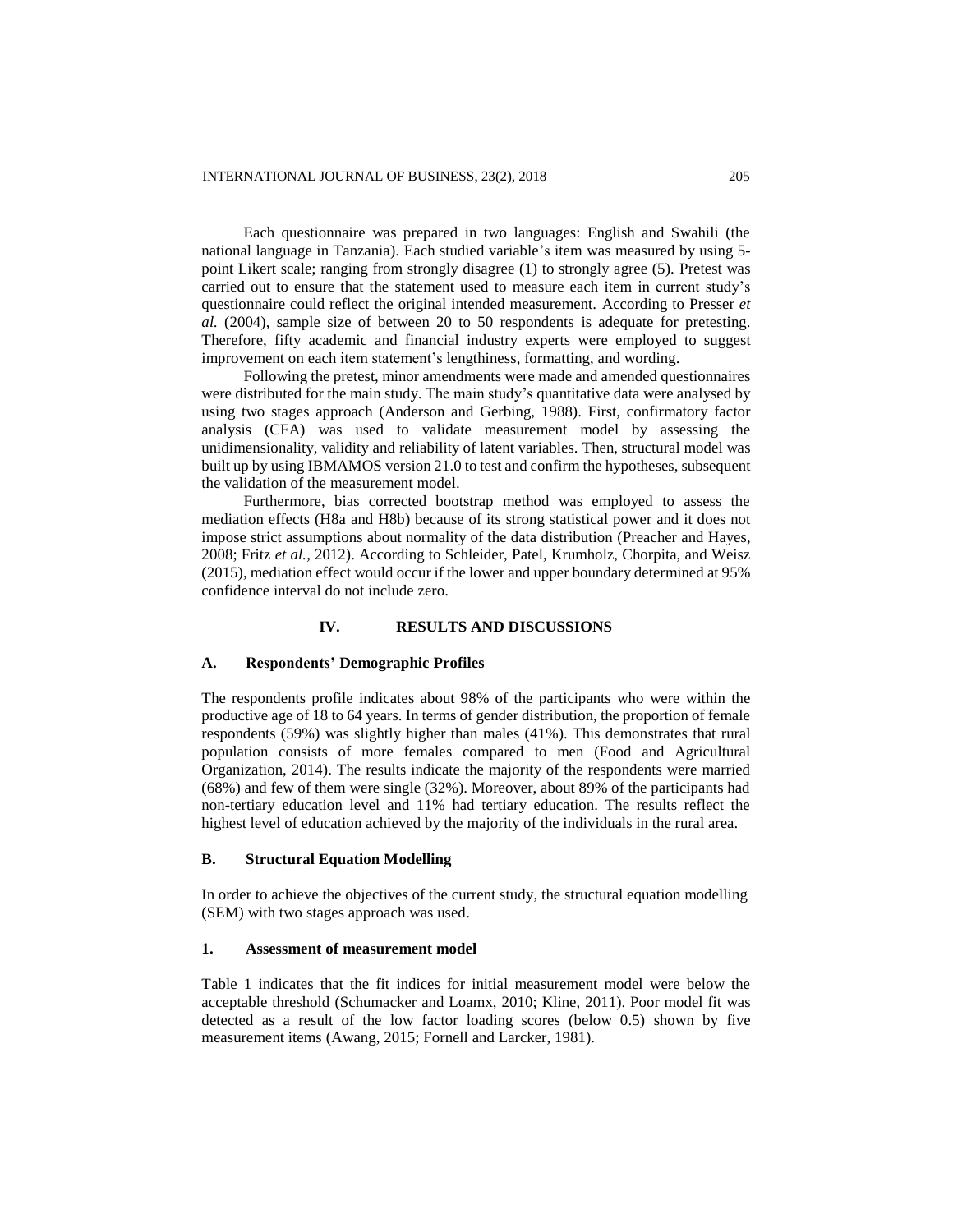Each questionnaire was prepared in two languages: English and Swahili (the national language in Tanzania). Each studied variable's item was measured by using 5-point Likert scale; ranging from strongly disagree (1) to strongly agree (5). Pretest was carried out to ensure that the statement used to measure each item in current study's questionnaire could reflect the original intended measurement. According to Presser *et al.* (2004), sample size of between 20 to 50 respondents is adequate for pretesting. Therefore, fifty academic and financial industry experts were employed to suggest improvement on each item statement's lengthiness, formatting, and wording.

Following the pretest, minor amendments were made and amended questionnaires were distributed for the main study. The main study's quantitative data were analysed by using two stages approach (Anderson and Gerbing, 1988). First, confirmatory factor analysis (CFA) was used to validate measurement model by assessing the unidimensionality, validity and reliability of latent variables. Then, structural model was built up by using IBMAMOS version 21.0 to test and confirm the hypotheses, subsequent the validation of the measurement model.

Furthermore, bias corrected bootstrap method was employed to assess the mediation effects (H8a and H8b) because of its strong statistical power and it does not impose strict assumptions about normality of the data distribution (Preacher and Hayes, 2008; Fritz *et al.*, 2012). According to Schleider, Patel, Krumholz, Chorpita, and Weisz (2015), mediation effect would occur if the lower and upper boundary determined at 95% confidence interval do not include zero.

## IV. RESULTS AND DISCUSSIONS

### A. Respondents' Demographic Profiles

The respondents profile indicates about 98% of the participants who were within the productive age of 18 to 64 years. In terms of gender distribution, the proportion of female respondents (59%) was slightly higher than males (41%). This demonstrates that rural population consists of more females compared to men (Food and Agricultural Organization, 2014). The results indicate the majority of the respondents were married (68%) and few of them were single (32%). Moreover, about 89% of the participants had non-tertiary education level and 11% had tertiary education. The results reflect the highest level of education achieved by the majority of the individuals in the rural area.

### B. Structural Equation Modelling

In order to achieve the objectives of the current study, the structural equation modelling (SEM) with two stages approach was used.

#### 1. Assessment of measurement model

Table 1 indicates that the fit indices for initial measurement model were below the acceptable threshold (Schumacker and Loamx, 2010; Kline, 2011). Poor model fit was detected as a result of the low factor loading scores (below 0.5) shown by five measurement items (Awang, 2015; Fornell and Larcker, 1981).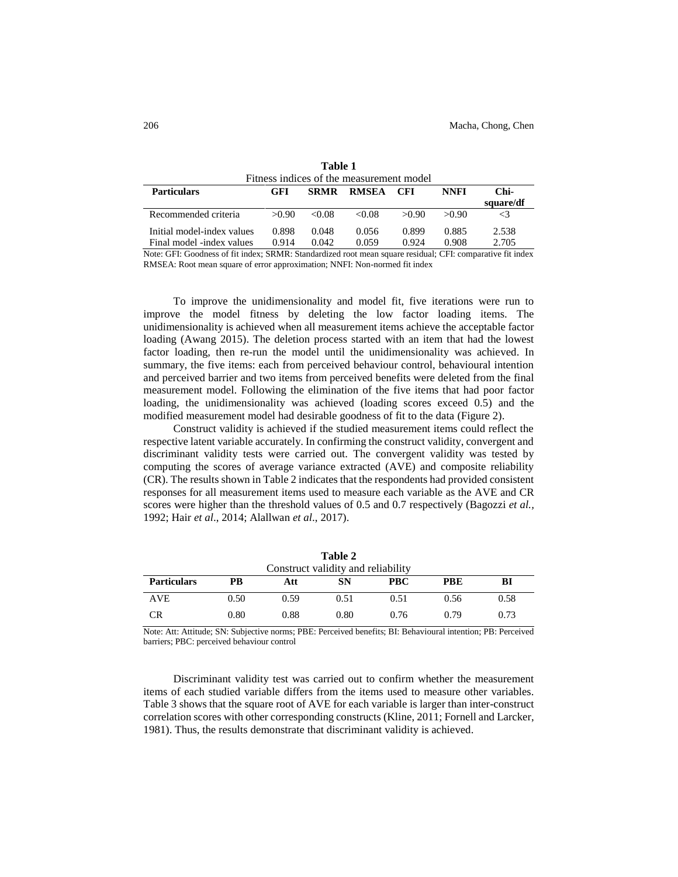**Table 1**
Fitness indices of the measurement model

| Particulars | GFI | SRMR | RMSEA | CFI | NNFI | Chi-square/df |
|---|---|---|---|---|---|---|
| Recommended criteria | >0.90 | <0.08 | <0.08 | >0.90 | >0.90 | <3 |
| Initial model-index values | 0.898 | 0.048 | 0.056 | 0.899 | 0.885 | 2.538 |
| Final model -index values | 0.914 | 0.042 | 0.059 | 0.924 | 0.908 | 2.705 |

Note: GFI: Goodness of fit index; SRMR: Standardized root mean square residual; CFI: comparative fit index RMSEA: Root mean square of error approximation; NNFI: Non-normed fit index

To improve the unidimensionality and model fit, five iterations were run to improve the model fitness by deleting the low factor loading items. The unidimensionality is achieved when all measurement items achieve the acceptable factor loading (Awang 2015). The deletion process started with an item that had the lowest factor loading, then re-run the model until the unidimensionality was achieved. In summary, the five items: each from perceived behaviour control, behavioural intention and perceived barrier and two items from perceived benefits were deleted from the final measurement model. Following the elimination of the five items that had poor factor loading, the unidimensionality was achieved (loading scores exceed 0.5) and the modified measurement model had desirable goodness of fit to the data (Figure 2).

Construct validity is achieved if the studied measurement items could reflect the respective latent variable accurately. In confirming the construct validity, convergent and discriminant validity tests were carried out. The convergent validity was tested by computing the scores of average variance extracted (AVE) and composite reliability (CR). The results shown in Table 2 indicates that the respondents had provided consistent responses for all measurement items used to measure each variable as the AVE and CR scores were higher than the threshold values of 0.5 and 0.7 respectively (Bagozzi *et al.*, 1992; Hair *et al*., 2014; Alallwan *et al*., 2017).

**Table 2**
Construct validity and reliability

| Particulars | PB | Att | SN | PBC | PBE | BI |
|---|---|---|---|---|---|---|
| AVE | 0.50 | 0.59 | 0.51 | 0.51 | 0.56 | 0.58 |
| CR | 0.80 | 0.88 | 0.80 | 0.76 | 0.79 | 0.73 |

Note: Att: Attitude; SN: Subjective norms; PBE: Perceived benefits; BI: Behavioural intention; PB: Perceived barriers; PBC: perceived behaviour control

Discriminant validity test was carried out to confirm whether the measurement items of each studied variable differs from the items used to measure other variables. Table 3 shows that the square root of AVE for each variable is larger than inter-construct correlation scores with other corresponding constructs (Kline, 2011; Fornell and Larcker, 1981). Thus, the results demonstrate that discriminant validity is achieved.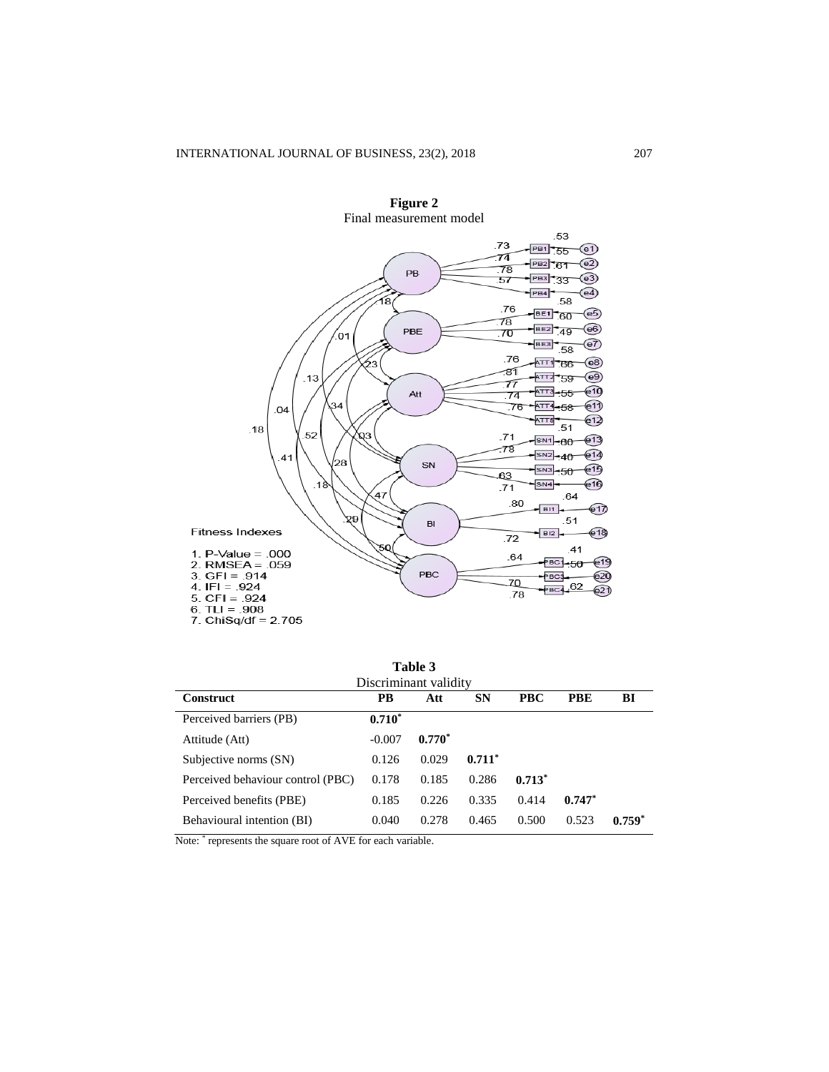**Figure 2**
Final measurement model

Fitness Indexes

1. P-Value = .000
2. RMSEA = .059
3. GFI = .914
4. IFI = .924
5. CFI = .924
6. TLI = .908
7. ChiSq/df = 2.705

**Table 3**
Discriminant validity

| Construct | PB | Att | SN | PBC | PBE | BI |
|---|---|---|---|---|---|---|
| Perceived barriers (PB) | **0.710*** | | | | | |
| Attitude (Att) | -0.007 | **0.770*** | | | | |
| Subjective norms (SN) | 0.126 | 0.029 | **0.711*** | | | |
| Perceived behaviour control (PBC) | 0.178 | 0.185 | 0.286 | **0.713*** | | |
| Perceived benefits (PBE) | 0.185 | 0.226 | 0.335 | 0.414 | **0.747*** | |
| Behavioural intention (BI) | 0.040 | 0.278 | 0.465 | 0.500 | 0.523 | **0.759*** |

Note: * represents the square root of AVE for each variable.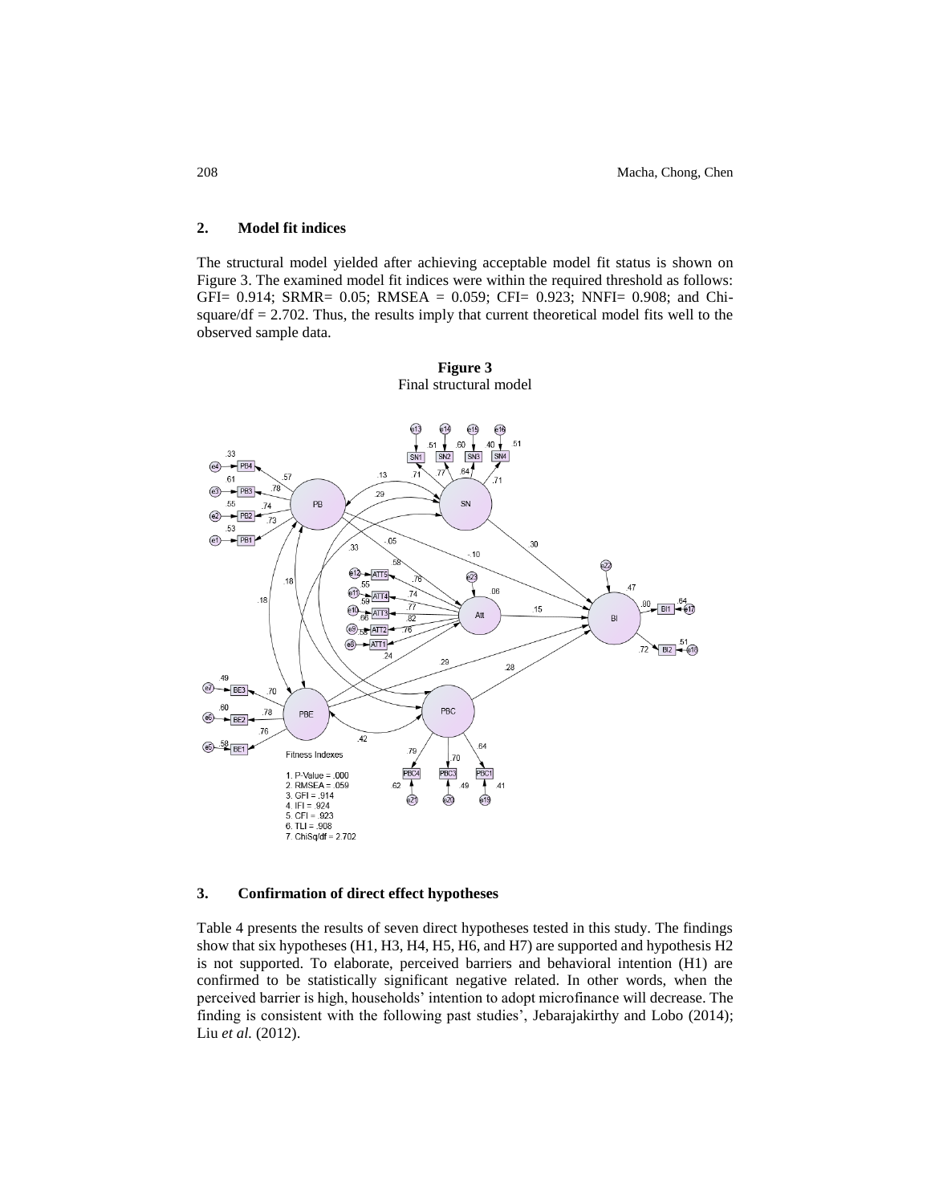## 2. Model fit indices

The structural model yielded after achieving acceptable model fit status is shown on Figure 3. The examined model fit indices were within the required threshold as follows: GFI= 0.914; SRMR= 0.05; RMSEA = 0.059; CFI= 0.923; NNFI= 0.908; and Chi-square/df = 2.702. Thus, the results imply that current theoretical model fits well to the observed sample data.

**Figure 3**
Final structural model

## 3. Confirmation of direct effect hypotheses

Table 4 presents the results of seven direct hypotheses tested in this study. The findings show that six hypotheses (H1, H3, H4, H5, H6, and H7) are supported and hypothesis H2 is not supported. To elaborate, perceived barriers and behavioral intention (H1) are confirmed to be statistically significant negative related. In other words, when the perceived barrier is high, households' intention to adopt microfinance will decrease. The finding is consistent with the following past studies', Jebarajakirthy and Lobo (2014); Liu *et al.* (2012).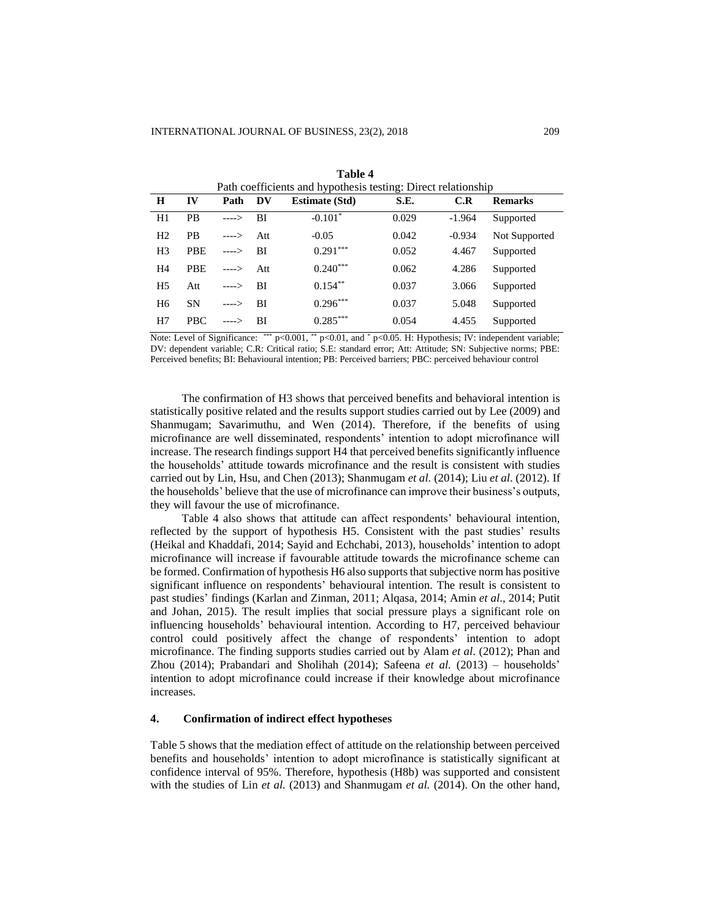**Table 4**

Path coefficients and hypothesis testing: Direct relationship

| H | IV | Path | DV | Estimate (Std) | S.E. | C.R | Remarks |
|---|---|---|---|---|---|---|---|
| H1 | PB | ----> | BI | $-0.101^{*}$ | 0.029 | -1.964 | Supported |
| H2 | PB | ----> | Att | -0.05 | 0.042 | -0.934 | Not Supported |
| H3 | PBE | ----> | BI | $0.291^{***}$ | 0.052 | 4.467 | Supported |
| H4 | PBE | ----> | Att | $0.240^{***}$ | 0.062 | 4.286 | Supported |
| H5 | Att | ----> | BI | $0.154^{**}$ | 0.037 | 3.066 | Supported |
| H6 | SN | ----> | BI | $0.296^{***}$ | 0.037 | 5.048 | Supported |
| H7 | PBC | ----> | BI | $0.285^{***}$ | 0.054 | 4.455 | Supported |

Note: Level of Significance: $^{***}$ $p<0.001$, $^{**}$ $p<0.01$, and $^{*}$ $p<0.05$. H: Hypothesis; IV: independent variable; DV: dependent variable; C.R: Critical ratio; S.E: standard error; Att: Attitude; SN: Subjective norms; PBE: Perceived benefits; BI: Behavioural intention; PB: Perceived barriers; PBC: perceived behaviour control

The confirmation of H3 shows that perceived benefits and behavioral intention is statistically positive related and the results support studies carried out by Lee (2009) and Shanmugam; Savarimuthu, and Wen (2014). Therefore, if the benefits of using microfinance are well disseminated, respondents' intention to adopt microfinance will increase. The research findings support H4 that perceived benefits significantly influence the households' attitude towards microfinance and the result is consistent with studies carried out by Lin, Hsu, and Chen (2013); Shanmugam *et al.* (2014); Liu *et al*. (2012). If the households' believe that the use of microfinance can improve their business's outputs, they will favour the use of microfinance.

Table 4 also shows that attitude can affect respondents' behavioural intention, reflected by the support of hypothesis H5. Consistent with the past studies' results (Heikal and Khaddafi, 2014; Sayid and Echchabi, 2013), households' intention to adopt microfinance will increase if favourable attitude towards the microfinance scheme can be formed. Confirmation of hypothesis H6 also supports that subjective norm has positive significant influence on respondents' behavioural intention. The result is consistent to past studies' findings (Karlan and Zinman, 2011; Alqasa, 2014; Amin *et al*., 2014; Putit and Johan, 2015). The result implies that social pressure plays a significant role on influencing households' behavioural intention. According to H7, perceived behaviour control could positively affect the change of respondents' intention to adopt microfinance. The finding supports studies carried out by Alam *et al*. (2012); Phan and Zhou (2014); Prabandari and Sholihah (2014); Safeena *et al.* (2013) – households' intention to adopt microfinance could increase if their knowledge about microfinance increases.

## 4. Confirmation of indirect effect hypotheses

Table 5 shows that the mediation effect of attitude on the relationship between perceived benefits and households' intention to adopt microfinance is statistically significant at confidence interval of 95%. Therefore, hypothesis (H8b) was supported and consistent with the studies of Lin *et al.* (2013) and Shanmugam *et al.* (2014). On the other hand,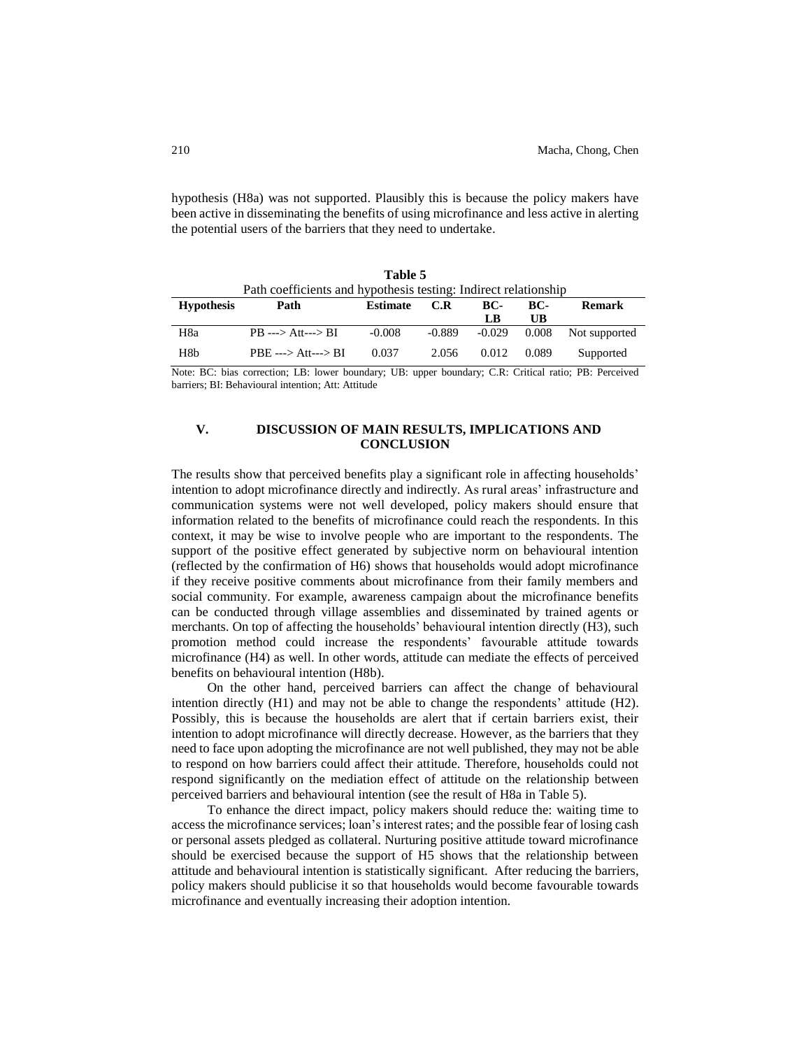hypothesis (H8a) was not supported. Plausibly this is because the policy makers have been active in disseminating the benefits of using microfinance and less active in alerting the potential users of the barriers that they need to undertake.

**Table 5**

Path coefficients and hypothesis testing: Indirect relationship

| Hypothesis | Path | Estimate | C.R | BC-LB | BC-UB | Remark |
|---|---|---|---|---|---|---|
| H8a | PB ---> Att---> BI | -0.008 | -0.889 | -0.029 | 0.008 | Not supported |
| H8b | PBE ---> Att---> BI | 0.037 | 2.056 | 0.012 | 0.089 | Supported |

Note: BC: bias correction; LB: lower boundary; UB: upper boundary; C.R: Critical ratio; PB: Perceived barriers; BI: Behavioural intention; Att: Attitude

## V. DISCUSSION OF MAIN RESULTS, IMPLICATIONS AND CONCLUSION

The results show that perceived benefits play a significant role in affecting households' intention to adopt microfinance directly and indirectly. As rural areas' infrastructure and communication systems were not well developed, policy makers should ensure that information related to the benefits of microfinance could reach the respondents. In this context, it may be wise to involve people who are important to the respondents. The support of the positive effect generated by subjective norm on behavioural intention (reflected by the confirmation of H6) shows that households would adopt microfinance if they receive positive comments about microfinance from their family members and social community. For example, awareness campaign about the microfinance benefits can be conducted through village assemblies and disseminated by trained agents or merchants. On top of affecting the households' behavioural intention directly (H3), such promotion method could increase the respondents' favourable attitude towards microfinance (H4) as well. In other words, attitude can mediate the effects of perceived benefits on behavioural intention (H8b).

On the other hand, perceived barriers can affect the change of behavioural intention directly (H1) and may not be able to change the respondents' attitude (H2). Possibly, this is because the households are alert that if certain barriers exist, their intention to adopt microfinance will directly decrease. However, as the barriers that they need to face upon adopting the microfinance are not well published, they may not be able to respond on how barriers could affect their attitude. Therefore, households could not respond significantly on the mediation effect of attitude on the relationship between perceived barriers and behavioural intention (see the result of H8a in Table 5).

To enhance the direct impact, policy makers should reduce the: waiting time to access the microfinance services; loan's interest rates; and the possible fear of losing cash or personal assets pledged as collateral. Nurturing positive attitude toward microfinance should be exercised because the support of H5 shows that the relationship between attitude and behavioural intention is statistically significant. After reducing the barriers, policy makers should publicise it so that households would become favourable towards microfinance and eventually increasing their adoption intention.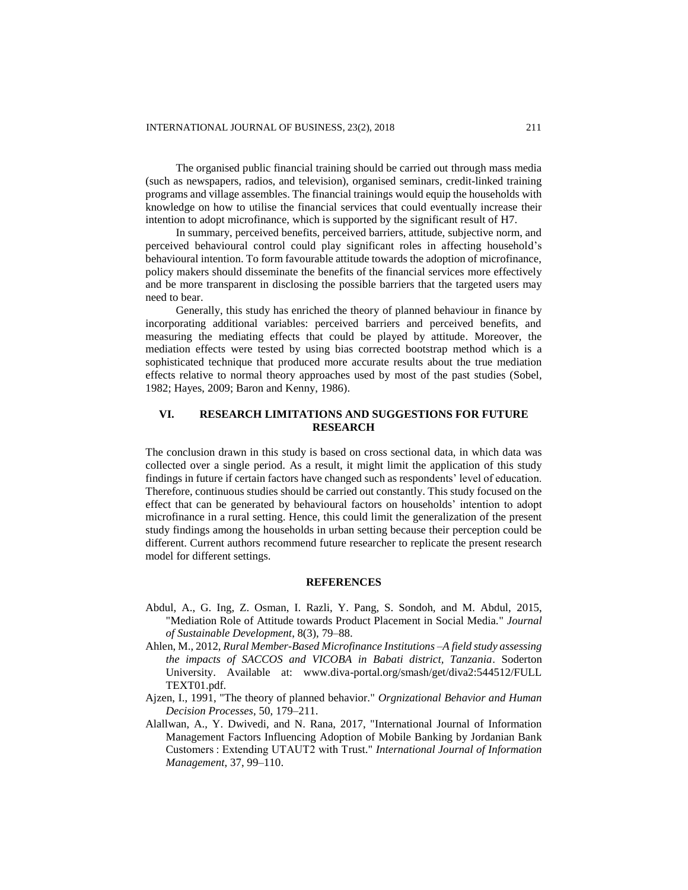The organised public financial training should be carried out through mass media (such as newspapers, radios, and television), organised seminars, credit-linked training programs and village assembles. The financial trainings would equip the households with knowledge on how to utilise the financial services that could eventually increase their intention to adopt microfinance, which is supported by the significant result of H7.

In summary, perceived benefits, perceived barriers, attitude, subjective norm, and perceived behavioural control could play significant roles in affecting household's behavioural intention. To form favourable attitude towards the adoption of microfinance, policy makers should disseminate the benefits of the financial services more effectively and be more transparent in disclosing the possible barriers that the targeted users may need to bear.

Generally, this study has enriched the theory of planned behaviour in finance by incorporating additional variables: perceived barriers and perceived benefits, and measuring the mediating effects that could be played by attitude. Moreover, the mediation effects were tested by using bias corrected bootstrap method which is a sophisticated technique that produced more accurate results about the true mediation effects relative to normal theory approaches used by most of the past studies (Sobel, 1982; Hayes, 2009; Baron and Kenny, 1986).

## VI. RESEARCH LIMITATIONS AND SUGGESTIONS FOR FUTURE RESEARCH

The conclusion drawn in this study is based on cross sectional data, in which data was collected over a single period. As a result, it might limit the application of this study findings in future if certain factors have changed such as respondents' level of education. Therefore, continuous studies should be carried out constantly. This study focused on the effect that can be generated by behavioural factors on households' intention to adopt microfinance in a rural setting. Hence, this could limit the generalization of the present study findings among the households in urban setting because their perception could be different. Current authors recommend future researcher to replicate the present research model for different settings.

## REFERENCES

Abdul, A., G. Ing, Z. Osman, I. Razli, Y. Pang, S. Sondoh, and M. Abdul, 2015, "Mediation Role of Attitude towards Product Placement in Social Media." *Journal of Sustainable Development*, 8(3), 79–88.

Ahlen, M., 2012, *Rural Member-Based Microfinance Institutions –A field study assessing the impacts of SACCOS and VICOBA in Babati district, Tanzania*. Soderton University. Available at: www.diva-portal.org/smash/get/diva2:544512/FULLTEXT01.pdf.

Ajzen, I., 1991, "The theory of planned behavior." *Orgnizational Behavior and Human Decision Processes*, 50, 179–211.

Alallwan, A., Y. Dwivedi, and N. Rana, 2017, "International Journal of Information Management Factors Influencing Adoption of Mobile Banking by Jordanian Bank Customers : Extending UTAUT2 with Trust." *International Journal of Information Management*, 37, 99–110.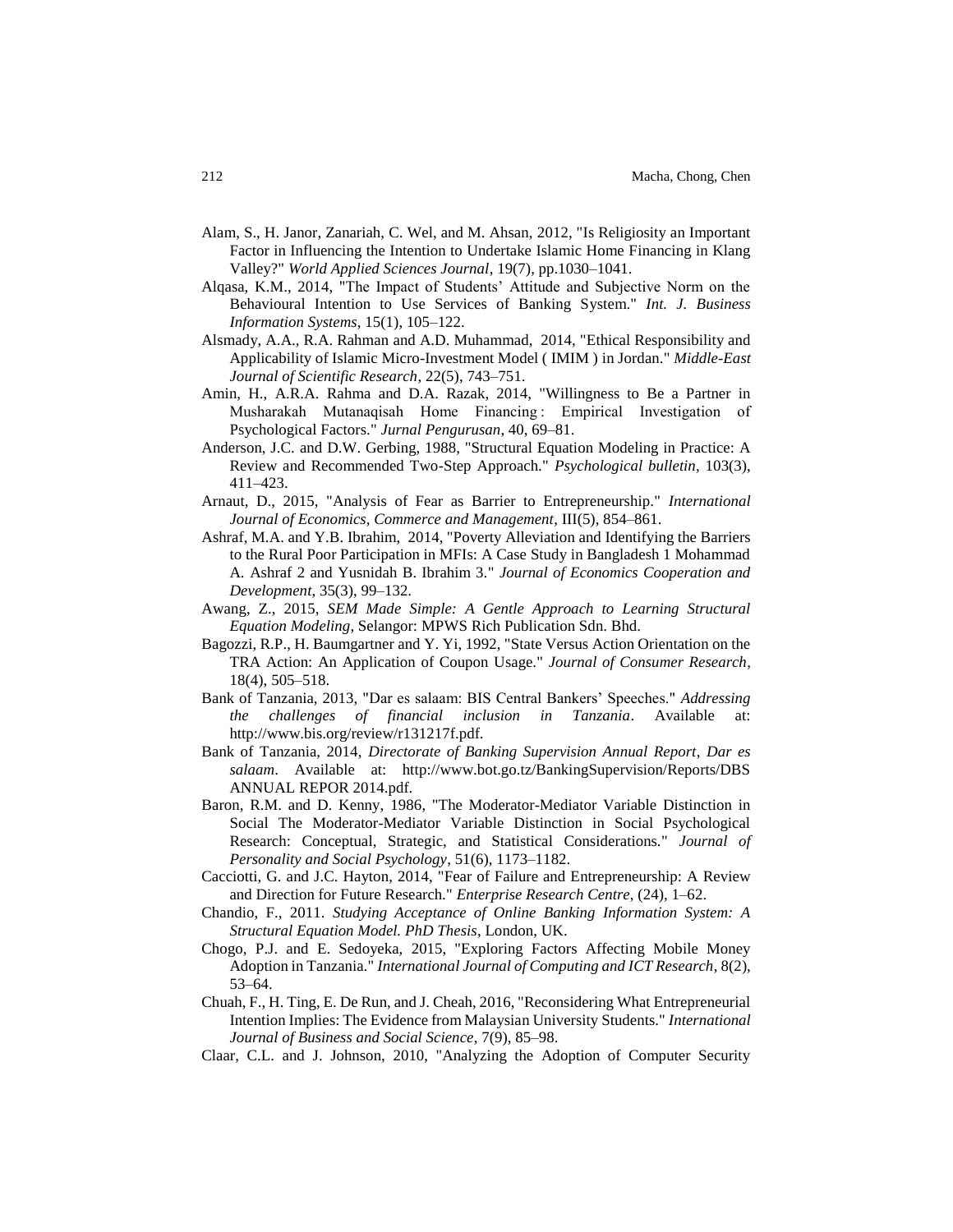Alam, S., H. Janor, Zanariah, C. Wel, and M. Ahsan, 2012, "Is Religiosity an Important Factor in Influencing the Intention to Undertake Islamic Home Financing in Klang Valley?" *World Applied Sciences Journal*, 19(7), pp.1030–1041.

Alqasa, K.M., 2014, "The Impact of Students' Attitude and Subjective Norm on the Behavioural Intention to Use Services of Banking System." *Int. J. Business Information Systems*, 15(1), 105–122.

Alsmady, A.A., R.A. Rahman and A.D. Muhammad, 2014, "Ethical Responsibility and Applicability of Islamic Micro-Investment Model ( IMIM ) in Jordan." *Middle-East Journal of Scientific Research*, 22(5), 743–751.

Amin, H., A.R.A. Rahma and D.A. Razak, 2014, "Willingness to Be a Partner in Musharakah Mutanaqisah Home Financing : Empirical Investigation of Psychological Factors." *Jurnal Pengurusan*, 40, 69–81.

Anderson, J.C. and D.W. Gerbing, 1988, "Structural Equation Modeling in Practice: A Review and Recommended Two-Step Approach." *Psychological bulletin*, 103(3), 411–423.

Arnaut, D., 2015, "Analysis of Fear as Barrier to Entrepreneurship." *International Journal of Economics, Commerce and Management*, III(5), 854–861.

Ashraf, M.A. and Y.B. Ibrahim, 2014, "Poverty Alleviation and Identifying the Barriers to the Rural Poor Participation in MFIs: A Case Study in Bangladesh 1 Mohammad A. Ashraf 2 and Yusnidah B. Ibrahim 3." *Journal of Economics Cooperation and Development*, 35(3), 99–132.

Awang, Z., 2015, *SEM Made Simple: A Gentle Approach to Learning Structural Equation Modeling*, Selangor: MPWS Rich Publication Sdn. Bhd.

Bagozzi, R.P., H. Baumgartner and Y. Yi, 1992, "State Versus Action Orientation on the TRA Action: An Application of Coupon Usage." *Journal of Consumer Research*, 18(4), 505–518.

Bank of Tanzania, 2013, "Dar es salaam: BIS Central Bankers' Speeches." *Addressing the challenges of financial inclusion in Tanzania*. Available at: http://www.bis.org/review/r131217f.pdf.

Bank of Tanzania, 2014, *Directorate of Banking Supervision Annual Report*, *Dar es salaam*. Available at: http://www.bot.go.tz/BankingSupervision/Reports/DBS ANNUAL REPOR 2014.pdf.

Baron, R.M. and D. Kenny, 1986, "The Moderator-Mediator Variable Distinction in Social The Moderator-Mediator Variable Distinction in Social Psychological Research: Conceptual, Strategic, and Statistical Considerations." *Journal of Personality and Social Psychology*, 51(6), 1173–1182.

Cacciotti, G. and J.C. Hayton, 2014, "Fear of Failure and Entrepreneurship: A Review and Direction for Future Research." *Enterprise Research Centre*, (24), 1–62.

Chandio, F., 2011. *Studying Acceptance of Online Banking Information System: A Structural Equation Model. PhD Thesis*, London, UK.

Chogo, P.J. and E. Sedoyeka, 2015, "Exploring Factors Affecting Mobile Money Adoption in Tanzania." *International Journal of Computing and ICT Research*, 8(2), 53–64.

Chuah, F., H. Ting, E. De Run, and J. Cheah, 2016, "Reconsidering What Entrepreneurial Intention Implies: The Evidence from Malaysian University Students." *International Journal of Business and Social Science*, 7(9), 85–98.

Claar, C.L. and J. Johnson, 2010, "Analyzing the Adoption of Computer Security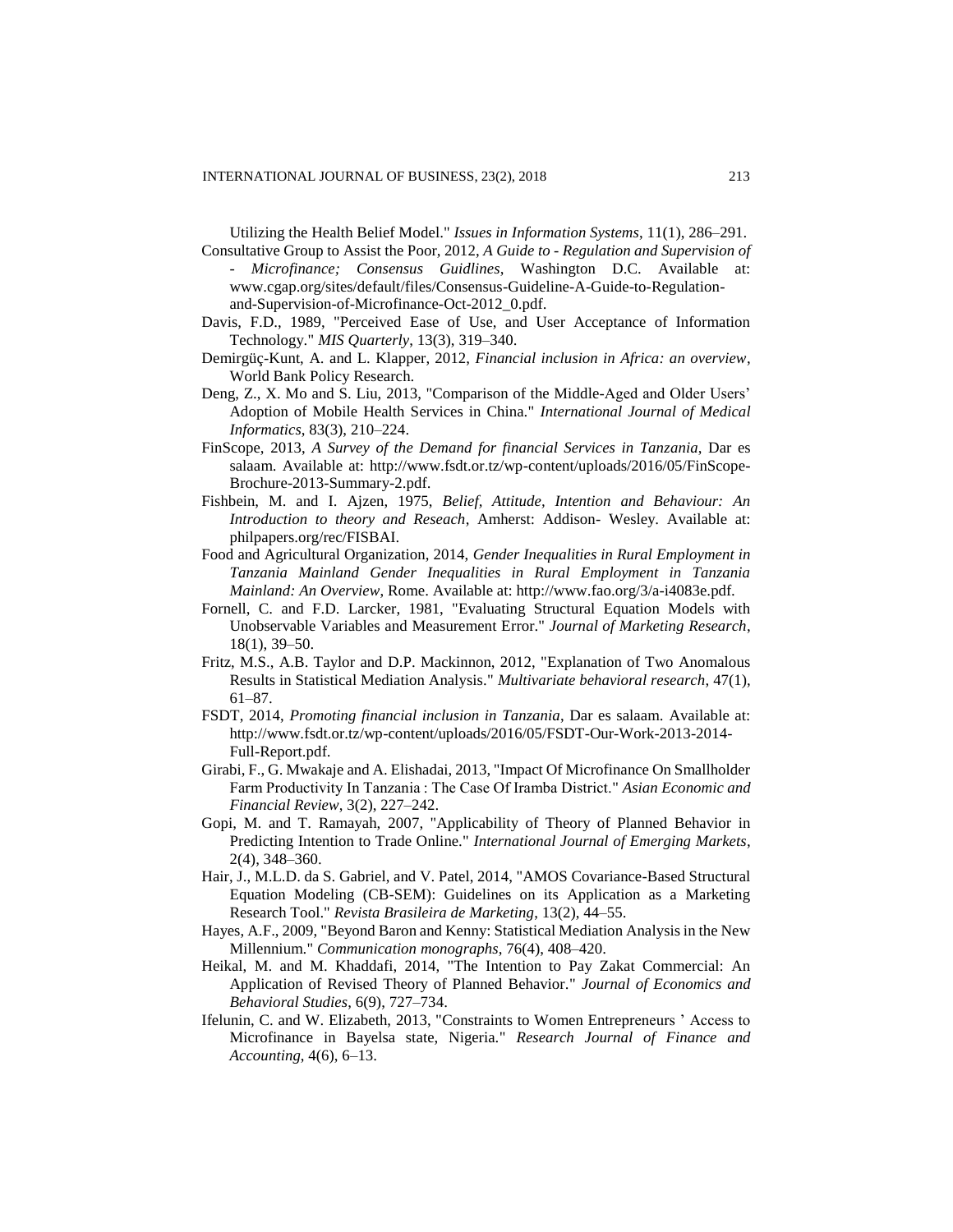Utilizing the Health Belief Model." *Issues in Information Systems*, 11(1), 286–291.

Consultative Group to Assist the Poor, 2012, *A Guide to - Regulation and Supervision of - Microfinance; Consensus Guidlines*, Washington D.C. Available at: www.cgap.org/sites/default/files/Consensus-Guideline-A-Guide-to-Regulation-and-Supervision-of-Microfinance-Oct-2012_0.pdf.

Davis, F.D., 1989, "Perceived Ease of Use, and User Acceptance of Information Technology." *MIS Quarterly*, 13(3), 319–340.

Demirgüç-Kunt, A. and L. Klapper, 2012, *Financial inclusion in Africa: an overview*, World Bank Policy Research.

Deng, Z., X. Mo and S. Liu, 2013, "Comparison of the Middle-Aged and Older Users' Adoption of Mobile Health Services in China." *International Journal of Medical Informatics*, 83(3), 210–224.

FinScope, 2013, *A Survey of the Demand for financial Services in Tanzania*, Dar es salaam. Available at: http://www.fsdt.or.tz/wp-content/uploads/2016/05/FinScope-Brochure-2013-Summary-2.pdf.

Fishbein, M. and I. Ajzen, 1975, *Belief, Attitude, Intention and Behaviour: An Introduction to theory and Reseach*, Amherst: Addison- Wesley. Available at: philpapers.org/rec/FISBAI.

Food and Agricultural Organization, 2014, *Gender Inequalities in Rural Employment in Tanzania Mainland Gender Inequalities in Rural Employment in Tanzania Mainland: An Overview*, Rome. Available at: http://www.fao.org/3/a-i4083e.pdf.

Fornell, C. and F.D. Larcker, 1981, "Evaluating Structural Equation Models with Unobservable Variables and Measurement Error." *Journal of Marketing Research*, 18(1), 39–50.

Fritz, M.S., A.B. Taylor and D.P. Mackinnon, 2012, "Explanation of Two Anomalous Results in Statistical Mediation Analysis." *Multivariate behavioral research*, 47(1), 61–87.

FSDT, 2014, *Promoting financial inclusion in Tanzania*, Dar es salaam. Available at: http://www.fsdt.or.tz/wp-content/uploads/2016/05/FSDT-Our-Work-2013-2014-Full-Report.pdf.

Girabi, F., G. Mwakaje and A. Elishadai, 2013, "Impact Of Microfinance On Smallholder Farm Productivity In Tanzania : The Case Of Iramba District." *Asian Economic and Financial Review*, 3(2), 227–242.

Gopi, M. and T. Ramayah, 2007, "Applicability of Theory of Planned Behavior in Predicting Intention to Trade Online." *International Journal of Emerging Markets*, 2(4), 348–360.

Hair, J., M.L.D. da S. Gabriel, and V. Patel, 2014, "AMOS Covariance-Based Structural Equation Modeling (CB-SEM): Guidelines on its Application as a Marketing Research Tool." *Revista Brasileira de Marketing*, 13(2), 44–55.

Hayes, A.F., 2009, "Beyond Baron and Kenny: Statistical Mediation Analysis in the New Millennium." *Communication monographs*, 76(4), 408–420.

Heikal, M. and M. Khaddafi, 2014, "The Intention to Pay Zakat Commercial: An Application of Revised Theory of Planned Behavior." *Journal of Economics and Behavioral Studies*, 6(9), 727–734.

Ifelunin, C. and W. Elizabeth, 2013, "Constraints to Women Entrepreneurs ' Access to Microfinance in Bayelsa state, Nigeria." *Research Journal of Finance and Accounting*, 4(6), 6–13.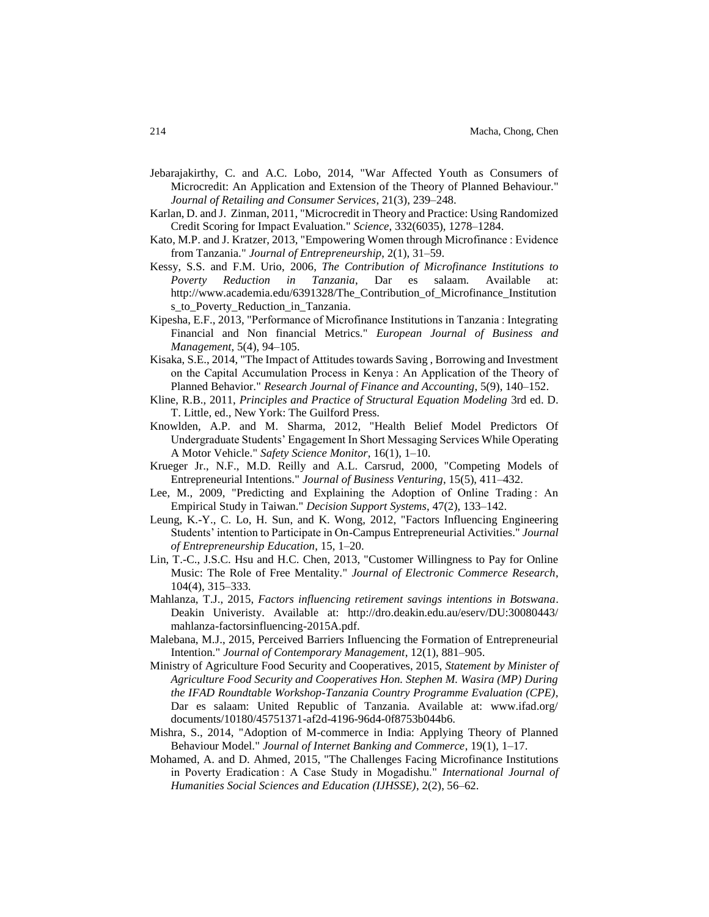Jebarajakirthy, C. and A.C. Lobo, 2014, "War Affected Youth as Consumers of Microcredit: An Application and Extension of the Theory of Planned Behaviour." *Journal of Retailing and Consumer Services*, 21(3), 239–248.

Karlan, D. and J. Zinman, 2011, "Microcredit in Theory and Practice: Using Randomized Credit Scoring for Impact Evaluation." *Science*, 332(6035), 1278–1284.

Kato, M.P. and J. Kratzer, 2013, "Empowering Women through Microfinance : Evidence from Tanzania." *Journal of Entrepreneurship*, 2(1), 31–59.

Kessy, S.S. and F.M. Urio, 2006, *The Contribution of Microfinance Institutions to Poverty Reduction in Tanzania*, Dar es salaam. Available at: http://www.academia.edu/6391328/The_Contribution_of_Microfinance_Institutions_to_Poverty_Reduction_in_Tanzania.

Kipesha, E.F., 2013, "Performance of Microfinance Institutions in Tanzania : Integrating Financial and Non financial Metrics." *European Journal of Business and Management*, 5(4), 94–105.

Kisaka, S.E., 2014, "The Impact of Attitudes towards Saving , Borrowing and Investment on the Capital Accumulation Process in Kenya : An Application of the Theory of Planned Behavior." *Research Journal of Finance and Accounting*, 5(9), 140–152.

Kline, R.B., 2011, *Principles and Practice of Structural Equation Modeling* 3rd ed. D. T. Little, ed., New York: The Guilford Press.

Knowlden, A.P. and M. Sharma, 2012, "Health Belief Model Predictors Of Undergraduate Students' Engagement In Short Messaging Services While Operating A Motor Vehicle." *Safety Science Monitor*, 16(1), 1–10.

Krueger Jr., N.F., M.D. Reilly and A.L. Carsrud, 2000, "Competing Models of Entrepreneurial Intentions." *Journal of Business Venturing*, 15(5), 411–432.

Lee, M., 2009, "Predicting and Explaining the Adoption of Online Trading : An Empirical Study in Taiwan." *Decision Support Systems*, 47(2), 133–142.

Leung, K.-Y., C. Lo, H. Sun, and K. Wong, 2012, "Factors Influencing Engineering Students' intention to Participate in On-Campus Entrepreneurial Activities." *Journal of Entrepreneurship Education*, 15, 1–20.

Lin, T.-C., J.S.C. Hsu and H.C. Chen, 2013, "Customer Willingness to Pay for Online Music: The Role of Free Mentality." *Journal of Electronic Commerce Research*, 104(4), 315–333.

Mahlanza, T.J., 2015, *Factors influencing retirement savings intentions in Botswana*. Deakin Univeristy. Available at: http://dro.deakin.edu.au/eserv/DU:30080443/mahlanza-factorsinfluencing-2015A.pdf.

Malebana, M.J., 2015, Perceived Barriers Influencing the Formation of Entrepreneurial Intention." *Journal of Contemporary Management*, 12(1), 881–905.

Ministry of Agriculture Food Security and Cooperatives, 2015, *Statement by Minister of Agriculture Food Security and Cooperatives Hon. Stephen M. Wasira (MP) During the IFAD Roundtable Workshop-Tanzania Country Programme Evaluation (CPE)*, Dar es salaam: United Republic of Tanzania. Available at: www.ifad.org/documents/10180/45751371-af2d-4196-96d4-0f8753b044b6.

Mishra, S., 2014, "Adoption of M-commerce in India: Applying Theory of Planned Behaviour Model." *Journal of Internet Banking and Commerce*, 19(1), 1–17.

Mohamed, A. and D. Ahmed, 2015, "The Challenges Facing Microfinance Institutions in Poverty Eradication : A Case Study in Mogadishu." *International Journal of Humanities Social Sciences and Education (IJHSSE)*, 2(2), 56–62.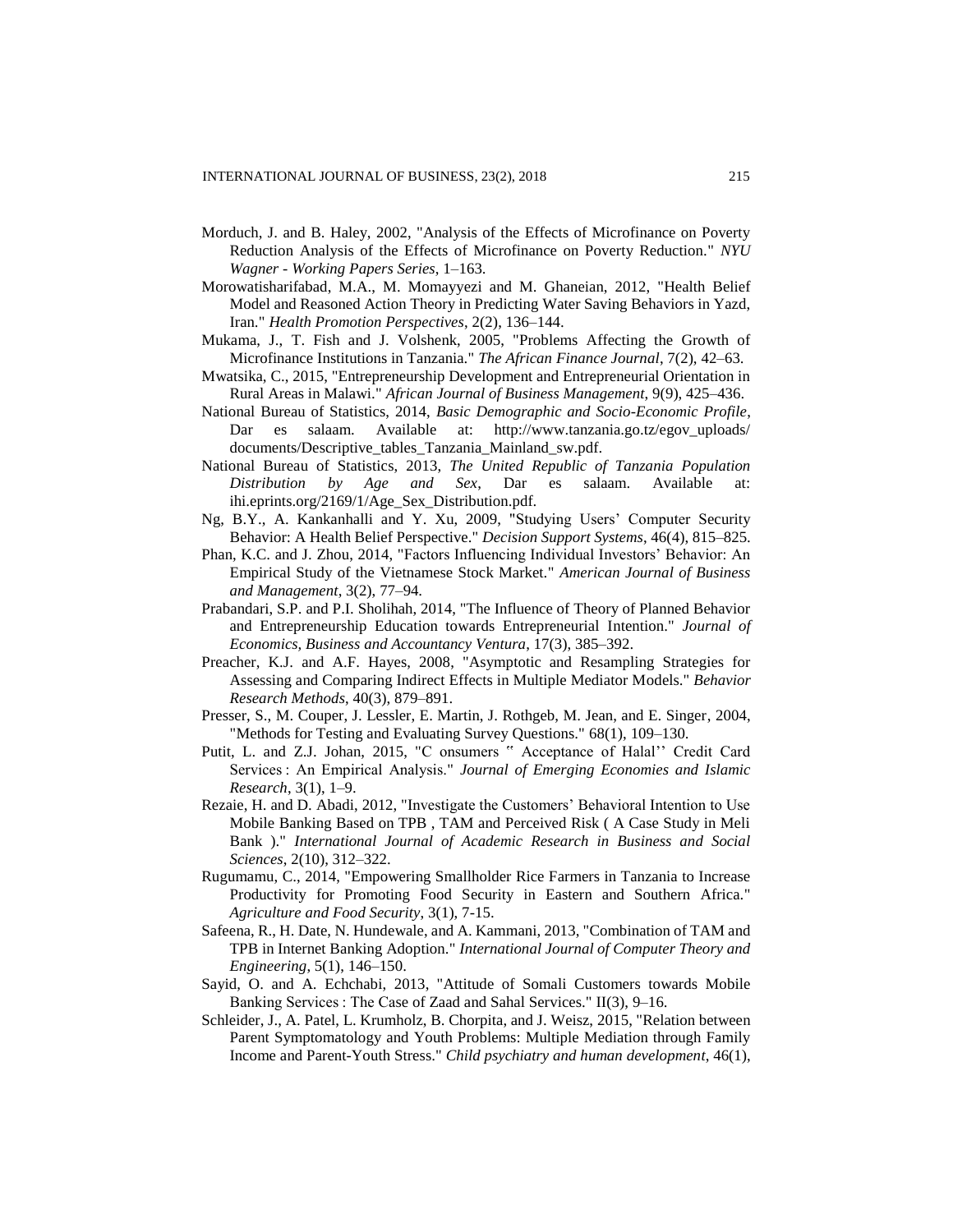Morduch, J. and B. Haley, 2002, "Analysis of the Effects of Microfinance on Poverty Reduction Analysis of the Effects of Microfinance on Poverty Reduction." *NYU Wagner - Working Papers Series*, 1–163.

Morowatisharifabad, M.A., M. Momayyezi and M. Ghaneian, 2012, "Health Belief Model and Reasoned Action Theory in Predicting Water Saving Behaviors in Yazd, Iran." *Health Promotion Perspectives*, 2(2), 136–144.

Mukama, J., T. Fish and J. Volshenk, 2005, "Problems Affecting the Growth of Microfinance Institutions in Tanzania." *The African Finance Journal*, 7(2), 42–63.

Mwatsika, C., 2015, "Entrepreneurship Development and Entrepreneurial Orientation in Rural Areas in Malawi." *African Journal of Business Management*, 9(9), 425–436.

National Bureau of Statistics, 2014, *Basic Demographic and Socio-Economic Profile*, Dar es salaam. Available at: http://www.tanzania.go.tz/egov_uploads/documents/Descriptive_tables_Tanzania_Mainland_sw.pdf.

National Bureau of Statistics, 2013, *The United Republic of Tanzania Population Distribution by Age and Sex*, Dar es salaam. Available at: ihi.eprints.org/2169/1/Age_Sex_Distribution.pdf.

Ng, B.Y., A. Kankanhalli and Y. Xu, 2009, "Studying Users' Computer Security Behavior: A Health Belief Perspective." *Decision Support Systems*, 46(4), 815–825.

Phan, K.C. and J. Zhou, 2014, "Factors Influencing Individual Investors' Behavior: An Empirical Study of the Vietnamese Stock Market." *American Journal of Business and Management*, 3(2), 77–94.

Prabandari, S.P. and P.I. Sholihah, 2014, "The Influence of Theory of Planned Behavior and Entrepreneurship Education towards Entrepreneurial Intention." *Journal of Economics, Business and Accountancy Ventura*, 17(3), 385–392.

Preacher, K.J. and A.F. Hayes, 2008, "Asymptotic and Resampling Strategies for Assessing and Comparing Indirect Effects in Multiple Mediator Models." *Behavior Research Methods*, 40(3), 879–891.

Presser, S., M. Couper, J. Lessler, E. Martin, J. Rothgeb, M. Jean, and E. Singer, 2004, "Methods for Testing and Evaluating Survey Questions." 68(1), 109–130.

Putit, L. and Z.J. Johan, 2015, "C onsumers " Acceptance of Halal'' Credit Card Services : An Empirical Analysis." *Journal of Emerging Economies and Islamic Research*, 3(1), 1–9.

Rezaie, H. and D. Abadi, 2012, "Investigate the Customers' Behavioral Intention to Use Mobile Banking Based on TPB , TAM and Perceived Risk ( A Case Study in Meli Bank )." *International Journal of Academic Research in Business and Social Sciences*, 2(10), 312–322.

Rugumamu, C., 2014, "Empowering Smallholder Rice Farmers in Tanzania to Increase Productivity for Promoting Food Security in Eastern and Southern Africa." *Agriculture and Food Security*, 3(1), 7-15.

Safeena, R., H. Date, N. Hundewale, and A. Kammani, 2013, "Combination of TAM and TPB in Internet Banking Adoption." *International Journal of Computer Theory and Engineering*, 5(1), 146–150.

Sayid, O. and A. Echchabi, 2013, "Attitude of Somali Customers towards Mobile Banking Services : The Case of Zaad and Sahal Services." II(3), 9–16.

Schleider, J., A. Patel, L. Krumholz, B. Chorpita, and J. Weisz, 2015, "Relation between Parent Symptomatology and Youth Problems: Multiple Mediation through Family Income and Parent-Youth Stress." *Child psychiatry and human development*, 46(1),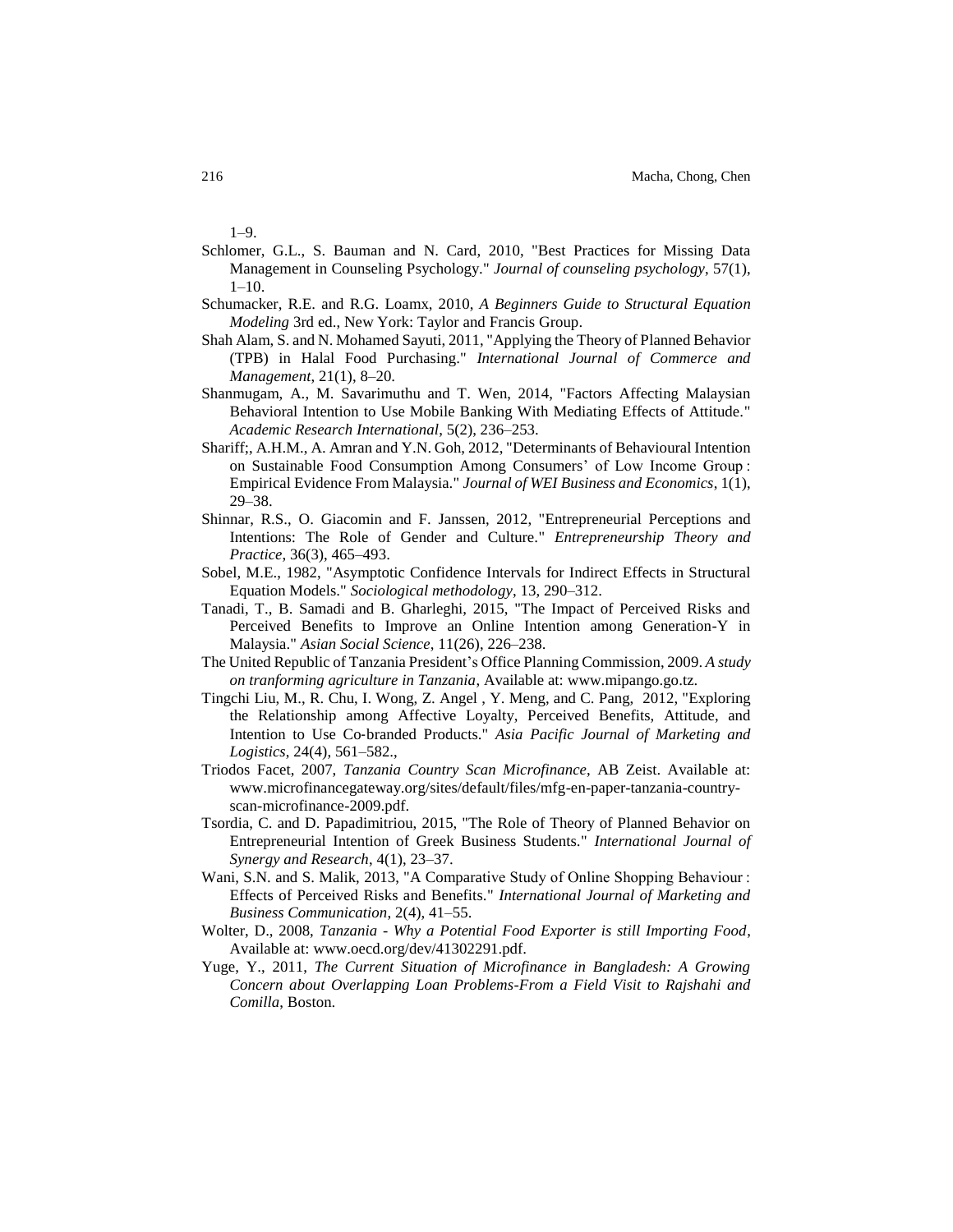1–9.

Schlomer, G.L., S. Bauman and N. Card, 2010, "Best Practices for Missing Data Management in Counseling Psychology." *Journal of counseling psychology*, 57(1), 1–10.

Schumacker, R.E. and R.G. Loamx, 2010, *A Beginners Guide to Structural Equation Modeling* 3rd ed., New York: Taylor and Francis Group.

Shah Alam, S. and N. Mohamed Sayuti, 2011, "Applying the Theory of Planned Behavior (TPB) in Halal Food Purchasing." *International Journal of Commerce and Management*, 21(1), 8–20.

Shanmugam, A., M. Savarimuthu and T. Wen, 2014, "Factors Affecting Malaysian Behavioral Intention to Use Mobile Banking With Mediating Effects of Attitude." *Academic Research International*, 5(2), 236–253.

Shariff;, A.H.M., A. Amran and Y.N. Goh, 2012, "Determinants of Behavioural Intention on Sustainable Food Consumption Among Consumers' of Low Income Group : Empirical Evidence From Malaysia." *Journal of WEI Business and Economics*, 1(1), 29–38.

Shinnar, R.S., O. Giacomin and F. Janssen, 2012, "Entrepreneurial Perceptions and Intentions: The Role of Gender and Culture." *Entrepreneurship Theory and Practice*, 36(3), 465–493.

Sobel, M.E., 1982, "Asymptotic Confidence Intervals for Indirect Effects in Structural Equation Models." *Sociological methodology*, 13, 290–312.

Tanadi, T., B. Samadi and B. Gharleghi, 2015, "The Impact of Perceived Risks and Perceived Benefits to Improve an Online Intention among Generation-Y in Malaysia." *Asian Social Science*, 11(26), 226–238.

The United Republic of Tanzania President's Office Planning Commission, 2009. *A study on tranforming agriculture in Tanzania*, Available at: www.mipango.go.tz.

Tingchi Liu, M., R. Chu, I. Wong, Z. Angel , Y. Meng, and C. Pang, 2012, "Exploring the Relationship among Affective Loyalty, Perceived Benefits, Attitude, and Intention to Use Co‐branded Products." *Asia Pacific Journal of Marketing and Logistics*, 24(4), 561–582.,

Triodos Facet, 2007, *Tanzania Country Scan Microfinance*, AB Zeist. Available at: www.microfinancegateway.org/sites/default/files/mfg-en-paper-tanzania-country-scan-microfinance-2009.pdf.

Tsordia, C. and D. Papadimitriou, 2015, "The Role of Theory of Planned Behavior on Entrepreneurial Intention of Greek Business Students." *International Journal of Synergy and Research*, 4(1), 23–37.

Wani, S.N. and S. Malik, 2013, "A Comparative Study of Online Shopping Behaviour : Effects of Perceived Risks and Benefits." *International Journal of Marketing and Business Communication*, 2(4), 41–55.

Wolter, D., 2008, *Tanzania - Why a Potential Food Exporter is still Importing Food*, Available at: www.oecd.org/dev/41302291.pdf.

Yuge, Y., 2011, *The Current Situation of Microfinance in Bangladesh: A Growing Concern about Overlapping Loan Problems-From a Field Visit to Rajshahi and Comilla*, Boston.